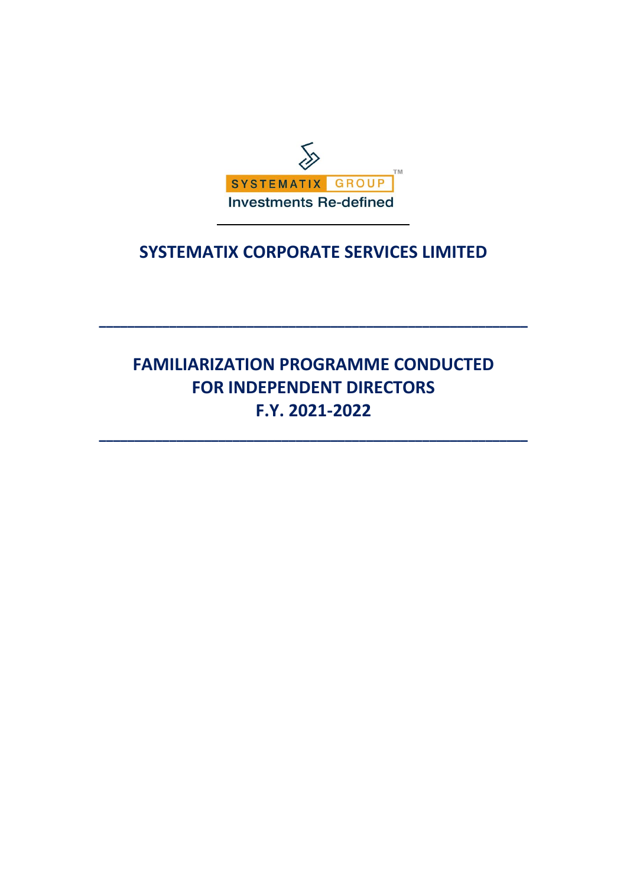SYSTEMATIX GROUP

Investments Re-defined

# SYSTEMATIX CORPORATE SERVICES LIMITED

---

# FAMILIARIZATION PROGRAMME CONDUCTED FOR INDEPENDENT DIRECTORS F.Y. 2021-2022

---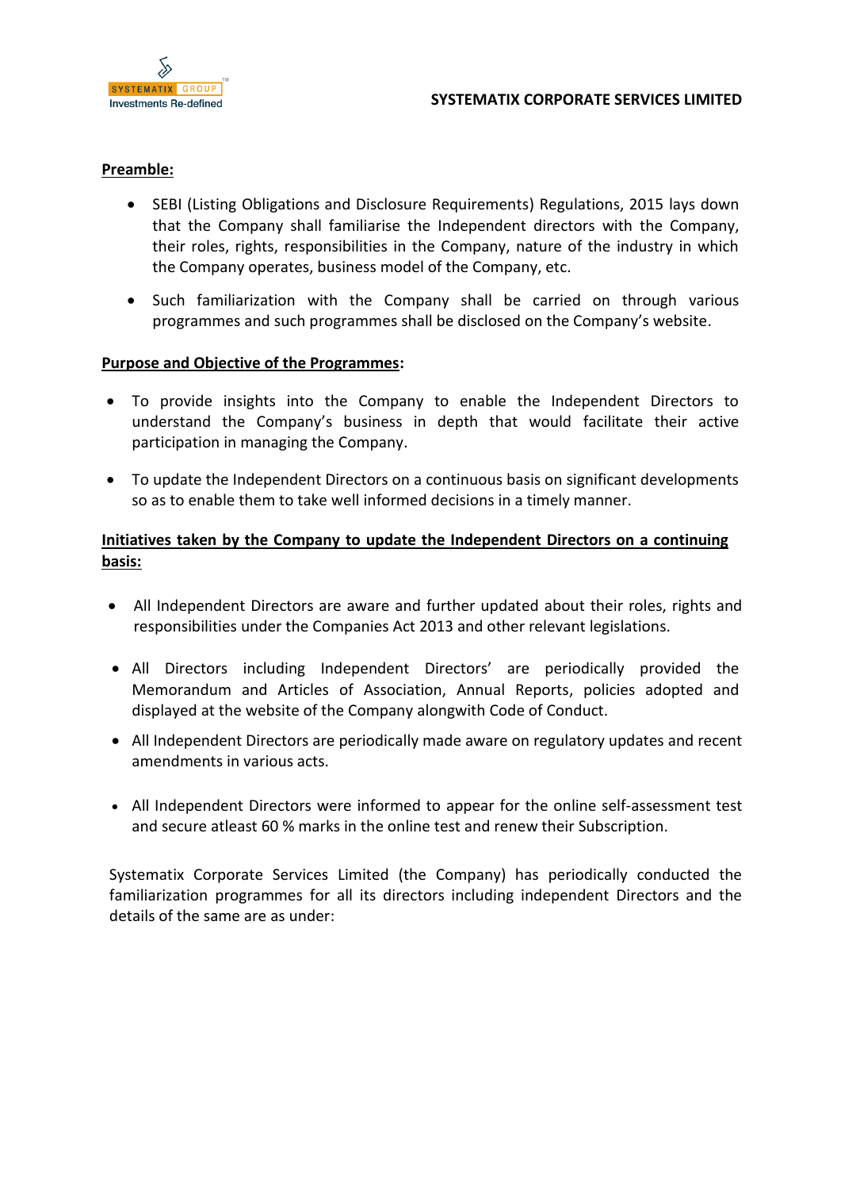**Preamble:**

- SEBI (Listing Obligations and Disclosure Requirements) Regulations, 2015 lays down that the Company shall familiarise the Independent directors with the Company, their roles, rights, responsibilities in the Company, nature of the industry in which the Company operates, business model of the Company, etc.

- Such familiarization with the Company shall be carried on through various programmes and such programmes shall be disclosed on the Company's website.

**Purpose and Objective of the Programmes:**

- To provide insights into the Company to enable the Independent Directors to understand the Company's business in depth that would facilitate their active participation in managing the Company.

- To update the Independent Directors on a continuous basis on significant developments so as to enable them to take well informed decisions in a timely manner.

**Initiatives taken by the Company to update the Independent Directors on a continuing basis:**

- All Independent Directors are aware and further updated about their roles, rights and responsibilities under the Companies Act 2013 and other relevant legislations.

- All Directors including Independent Directors' are periodically provided the Memorandum and Articles of Association, Annual Reports, policies adopted and displayed at the website of the Company alongwith Code of Conduct.

- All Independent Directors are periodically made aware on regulatory updates and recent amendments in various acts.

- All Independent Directors were informed to appear for the online self-assessment test and secure atleast 60 % marks in the online test and renew their Subscription.

Systematix Corporate Services Limited (the Company) has periodically conducted the familiarization programmes for all its directors including independent Directors and the details of the same are as under: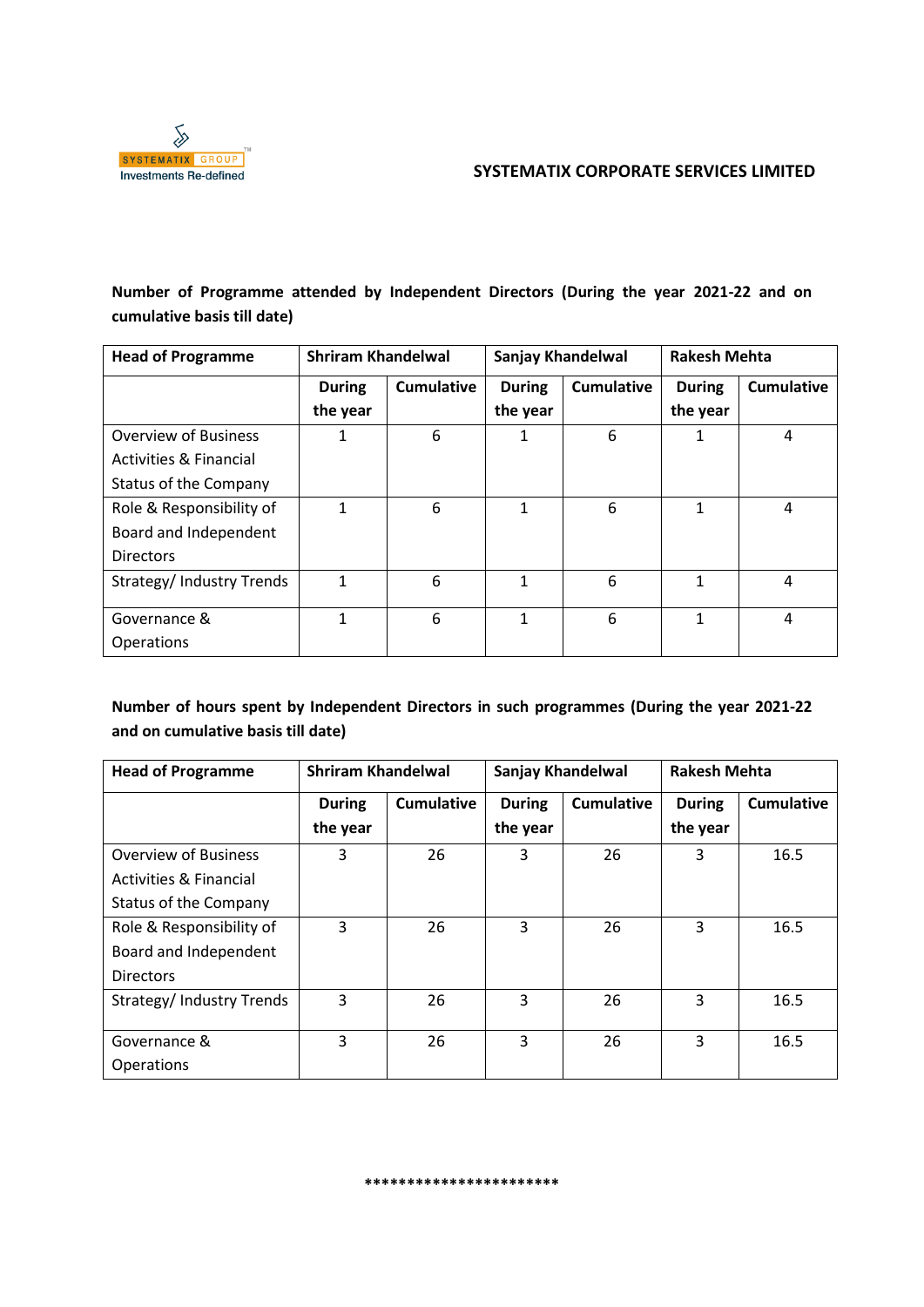**SYSTEMATIX CORPORATE SERVICES LIMITED**

**Number of Programme attended by Independent Directors (During the year 2021-22 and on cumulative basis till date)**

| Head of Programme | Shriram Khandelwal | | Sanjay Khandelwal | | Rakesh Mehta | |
|---|---|---|---|---|---|---|
| | **During the year** | **Cumulative** | **During the year** | **Cumulative** | **During the year** | **Cumulative** |
| Overview of Business Activities & Financial Status of the Company | 1 | 6 | 1 | 6 | 1 | 4 |
| Role & Responsibility of Board and Independent Directors | 1 | 6 | 1 | 6 | 1 | 4 |
| Strategy/ Industry Trends | 1 | 6 | 1 | 6 | 1 | 4 |
| Governance & Operations | 1 | 6 | 1 | 6 | 1 | 4 |

**Number of hours spent by Independent Directors in such programmes (During the year 2021-22 and on cumulative basis till date)**

| Head of Programme | Shriram Khandelwal | | Sanjay Khandelwal | | Rakesh Mehta | |
|---|---|---|---|---|---|---|
| | **During the year** | **Cumulative** | **During the year** | **Cumulative** | **During the year** | **Cumulative** |
| Overview of Business Activities & Financial Status of the Company | 3 | 26 | 3 | 26 | 3 | 16.5 |
| Role & Responsibility of Board and Independent Directors | 3 | 26 | 3 | 26 | 3 | 16.5 |
| Strategy/ Industry Trends | 3 | 26 | 3 | 26 | 3 | 16.5 |
| Governance & Operations | 3 | 26 | 3 | 26 | 3 | 16.5 |

**************************